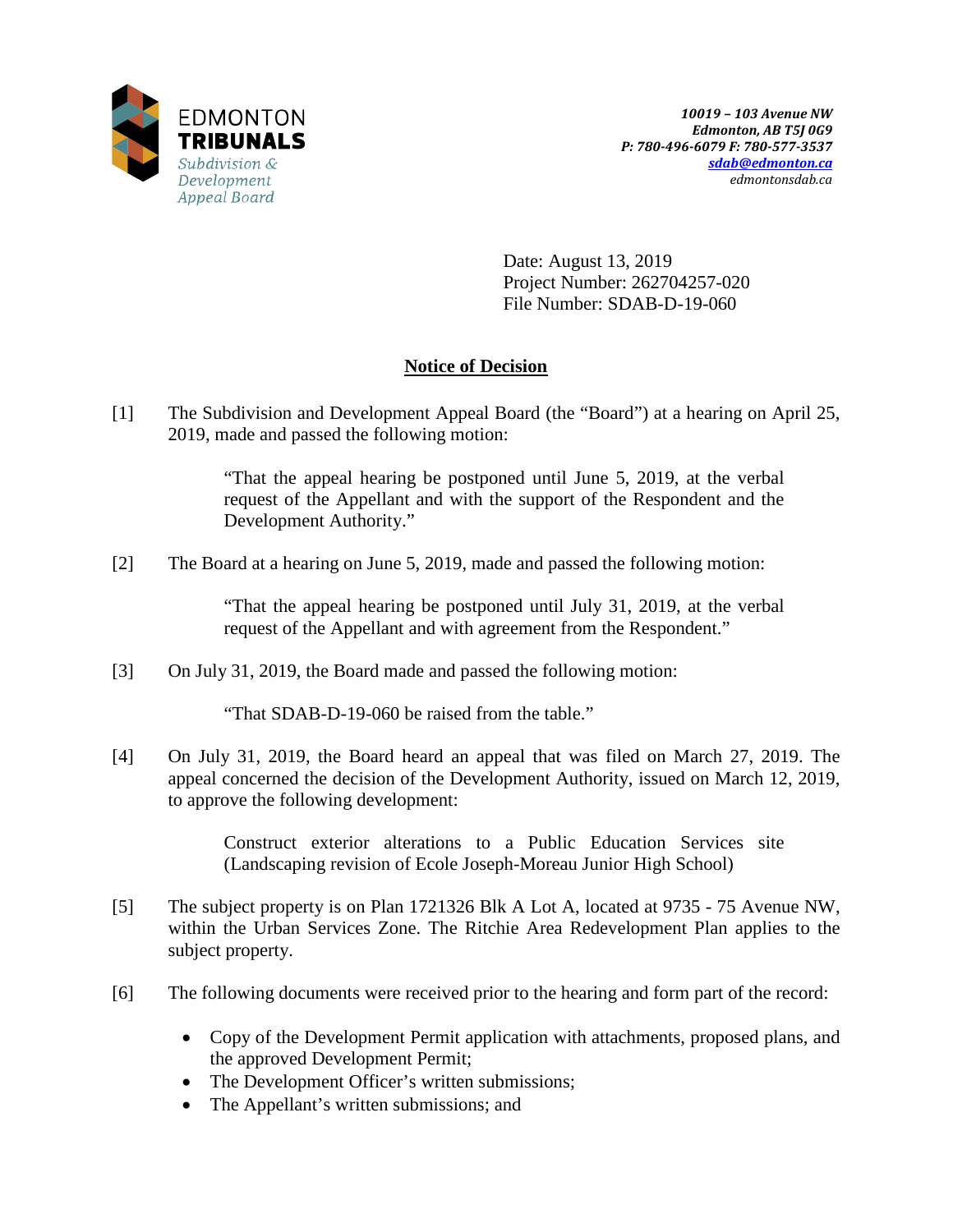EDMONTON
**TRIBUNALS**
*Subdivision & Development Appeal Board*

*10019 – 103 Avenue NW*
*Edmonton, AB T5J 0G9*
*P: 780-496-6079 F: 780-577-3537*
*sdab@edmonton.ca*
*edmontonsdab.ca*

Date: August 13, 2019
Project Number: 262704257-020
File Number: SDAB-D-19-060

## Notice of Decision

[1] The Subdivision and Development Appeal Board (the "Board") at a hearing on April 25, 2019, made and passed the following motion:

> "That the appeal hearing be postponed until June 5, 2019, at the verbal request of the Appellant and with the support of the Respondent and the Development Authority."

[2] The Board at a hearing on June 5, 2019, made and passed the following motion:

> "That the appeal hearing be postponed until July 31, 2019, at the verbal request of the Appellant and with agreement from the Respondent."

[3] On July 31, 2019, the Board made and passed the following motion:

> "That SDAB-D-19-060 be raised from the table."

[4] On July 31, 2019, the Board heard an appeal that was filed on March 27, 2019. The appeal concerned the decision of the Development Authority, issued on March 12, 2019, to approve the following development:

> Construct exterior alterations to a Public Education Services site (Landscaping revision of Ecole Joseph-Moreau Junior High School)

[5] The subject property is on Plan 1721326 Blk A Lot A, located at 9735 - 75 Avenue NW, within the Urban Services Zone. The Ritchie Area Redevelopment Plan applies to the subject property.

[6] The following documents were received prior to the hearing and form part of the record:

- Copy of the Development Permit application with attachments, proposed plans, and the approved Development Permit;
- The Development Officer's written submissions;
- The Appellant's written submissions; and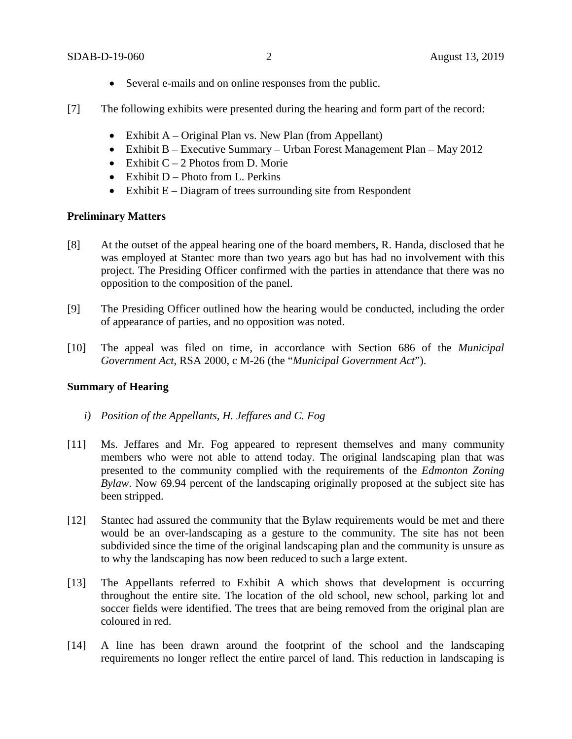- Several e-mails and on online responses from the public.

[7] The following exhibits were presented during the hearing and form part of the record:

- Exhibit A – Original Plan vs. New Plan (from Appellant)
- Exhibit B – Executive Summary – Urban Forest Management Plan – May 2012
- Exhibit C – 2 Photos from D. Morie
- Exhibit D – Photo from L. Perkins
- Exhibit E – Diagram of trees surrounding site from Respondent

**Preliminary Matters**

[8] At the outset of the appeal hearing one of the board members, R. Handa, disclosed that he was employed at Stantec more than two years ago but has had no involvement with this project. The Presiding Officer confirmed with the parties in attendance that there was no opposition to the composition of the panel.

[9] The Presiding Officer outlined how the hearing would be conducted, including the order of appearance of parties, and no opposition was noted.

[10] The appeal was filed on time, in accordance with Section 686 of the *Municipal Government Act*, RSA 2000, c M-26 (the "*Municipal Government Act*").

**Summary of Hearing**

*i) Position of the Appellants, H. Jeffares and C. Fog*

[11] Ms. Jeffares and Mr. Fog appeared to represent themselves and many community members who were not able to attend today. The original landscaping plan that was presented to the community complied with the requirements of the *Edmonton Zoning Bylaw*. Now 69.94 percent of the landscaping originally proposed at the subject site has been stripped.

[12] Stantec had assured the community that the Bylaw requirements would be met and there would be an over-landscaping as a gesture to the community. The site has not been subdivided since the time of the original landscaping plan and the community is unsure as to why the landscaping has now been reduced to such a large extent.

[13] The Appellants referred to Exhibit A which shows that development is occurring throughout the entire site. The location of the old school, new school, parking lot and soccer fields were identified. The trees that are being removed from the original plan are coloured in red.

[14] A line has been drawn around the footprint of the school and the landscaping requirements no longer reflect the entire parcel of land. This reduction in landscaping is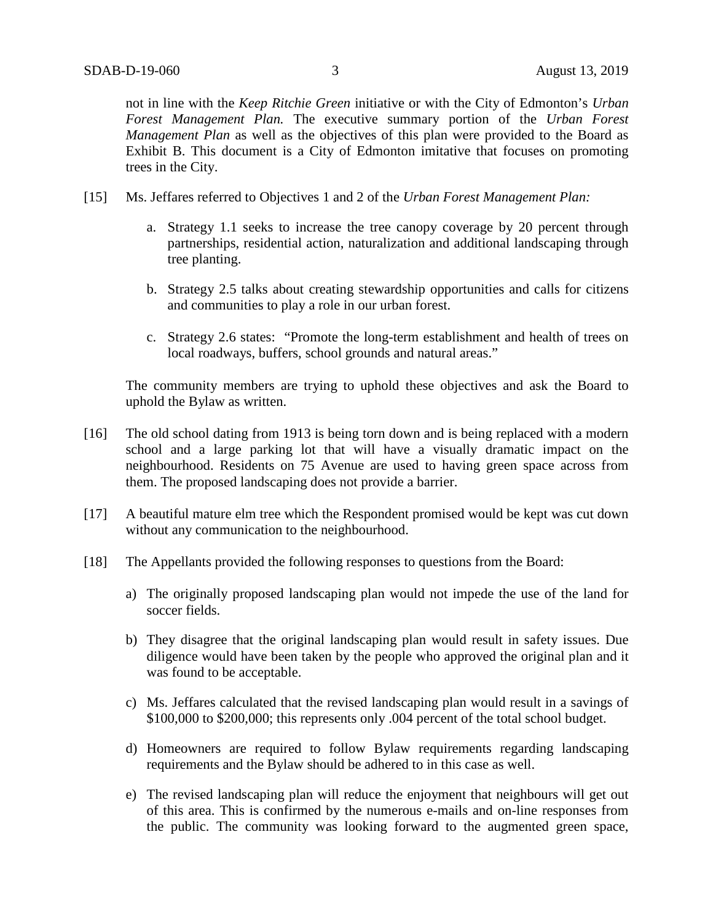not in line with the *Keep Ritchie Green* initiative or with the City of Edmonton's *Urban Forest Management Plan.* The executive summary portion of the *Urban Forest Management Plan* as well as the objectives of this plan were provided to the Board as Exhibit B. This document is a City of Edmonton imitative that focuses on promoting trees in the City.

[15] Ms. Jeffares referred to Objectives 1 and 2 of the *Urban Forest Management Plan:*

a. Strategy 1.1 seeks to increase the tree canopy coverage by 20 percent through partnerships, residential action, naturalization and additional landscaping through tree planting.

b. Strategy 2.5 talks about creating stewardship opportunities and calls for citizens and communities to play a role in our urban forest.

c. Strategy 2.6 states: "Promote the long-term establishment and health of trees on local roadways, buffers, school grounds and natural areas."

The community members are trying to uphold these objectives and ask the Board to uphold the Bylaw as written.

[16] The old school dating from 1913 is being torn down and is being replaced with a modern school and a large parking lot that will have a visually dramatic impact on the neighbourhood. Residents on 75 Avenue are used to having green space across from them. The proposed landscaping does not provide a barrier.

[17] A beautiful mature elm tree which the Respondent promised would be kept was cut down without any communication to the neighbourhood.

[18] The Appellants provided the following responses to questions from the Board:

a) The originally proposed landscaping plan would not impede the use of the land for soccer fields.

b) They disagree that the original landscaping plan would result in safety issues. Due diligence would have been taken by the people who approved the original plan and it was found to be acceptable.

c) Ms. Jeffares calculated that the revised landscaping plan would result in a savings of \$100,000 to \$200,000; this represents only .004 percent of the total school budget.

d) Homeowners are required to follow Bylaw requirements regarding landscaping requirements and the Bylaw should be adhered to in this case as well.

e) The revised landscaping plan will reduce the enjoyment that neighbours will get out of this area. This is confirmed by the numerous e-mails and on-line responses from the public. The community was looking forward to the augmented green space,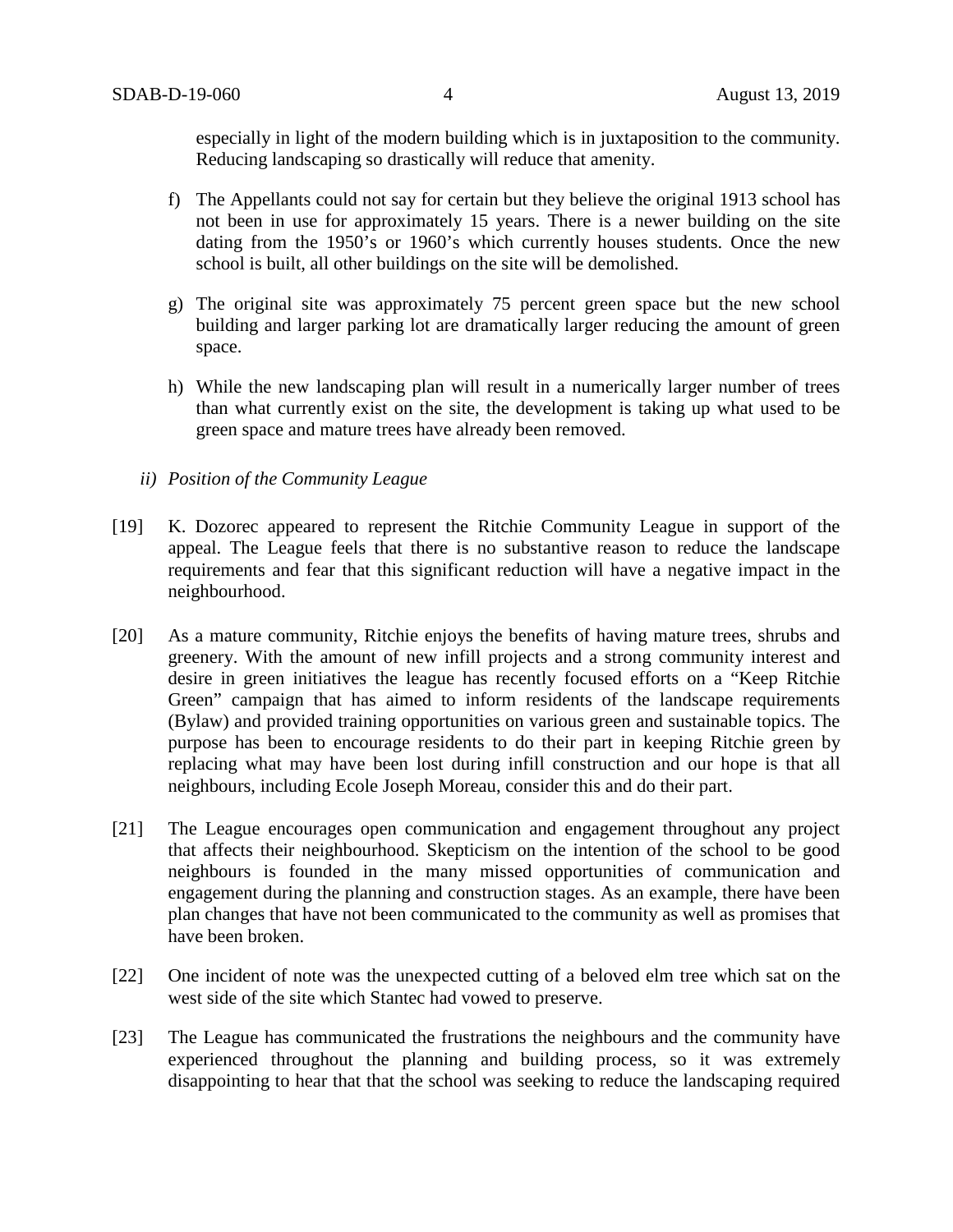especially in light of the modern building which is in juxtaposition to the community. Reducing landscaping so drastically will reduce that amenity.

f) The Appellants could not say for certain but they believe the original 1913 school has not been in use for approximately 15 years. There is a newer building on the site dating from the 1950's or 1960's which currently houses students. Once the new school is built, all other buildings on the site will be demolished.

g) The original site was approximately 75 percent green space but the new school building and larger parking lot are dramatically larger reducing the amount of green space.

h) While the new landscaping plan will result in a numerically larger number of trees than what currently exist on the site, the development is taking up what used to be green space and mature trees have already been removed.

*ii) Position of the Community League*

[19] K. Dozorec appeared to represent the Ritchie Community League in support of the appeal. The League feels that there is no substantive reason to reduce the landscape requirements and fear that this significant reduction will have a negative impact in the neighbourhood.

[20] As a mature community, Ritchie enjoys the benefits of having mature trees, shrubs and greenery. With the amount of new infill projects and a strong community interest and desire in green initiatives the league has recently focused efforts on a "Keep Ritchie Green" campaign that has aimed to inform residents of the landscape requirements (Bylaw) and provided training opportunities on various green and sustainable topics. The purpose has been to encourage residents to do their part in keeping Ritchie green by replacing what may have been lost during infill construction and our hope is that all neighbours, including Ecole Joseph Moreau, consider this and do their part.

[21] The League encourages open communication and engagement throughout any project that affects their neighbourhood. Skepticism on the intention of the school to be good neighbours is founded in the many missed opportunities of communication and engagement during the planning and construction stages. As an example, there have been plan changes that have not been communicated to the community as well as promises that have been broken.

[22] One incident of note was the unexpected cutting of a beloved elm tree which sat on the west side of the site which Stantec had vowed to preserve.

[23] The League has communicated the frustrations the neighbours and the community have experienced throughout the planning and building process, so it was extremely disappointing to hear that that the school was seeking to reduce the landscaping required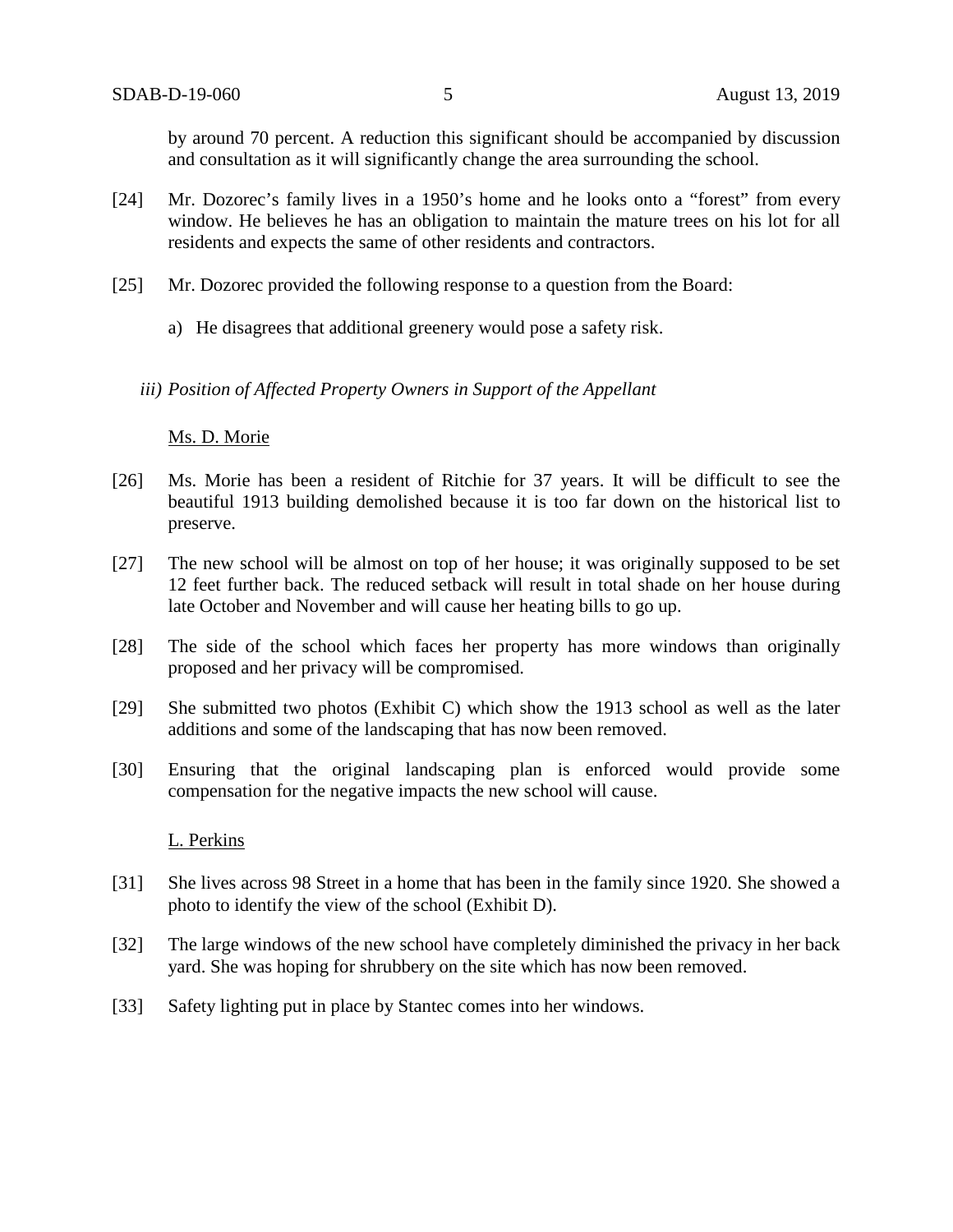by around 70 percent. A reduction this significant should be accompanied by discussion and consultation as it will significantly change the area surrounding the school.

[24] Mr. Dozorec's family lives in a 1950's home and he looks onto a "forest" from every window. He believes he has an obligation to maintain the mature trees on his lot for all residents and expects the same of other residents and contractors.

[25] Mr. Dozorec provided the following response to a question from the Board:

a) He disagrees that additional greenery would pose a safety risk.

*iii) Position of Affected Property Owners in Support of the Appellant*

Ms. D. Morie

[26] Ms. Morie has been a resident of Ritchie for 37 years. It will be difficult to see the beautiful 1913 building demolished because it is too far down on the historical list to preserve.

[27] The new school will be almost on top of her house; it was originally supposed to be set 12 feet further back. The reduced setback will result in total shade on her house during late October and November and will cause her heating bills to go up.

[28] The side of the school which faces her property has more windows than originally proposed and her privacy will be compromised.

[29] She submitted two photos (Exhibit C) which show the 1913 school as well as the later additions and some of the landscaping that has now been removed.

[30] Ensuring that the original landscaping plan is enforced would provide some compensation for the negative impacts the new school will cause.

L. Perkins

[31] She lives across 98 Street in a home that has been in the family since 1920. She showed a photo to identify the view of the school (Exhibit D).

[32] The large windows of the new school have completely diminished the privacy in her back yard. She was hoping for shrubbery on the site which has now been removed.

[33] Safety lighting put in place by Stantec comes into her windows.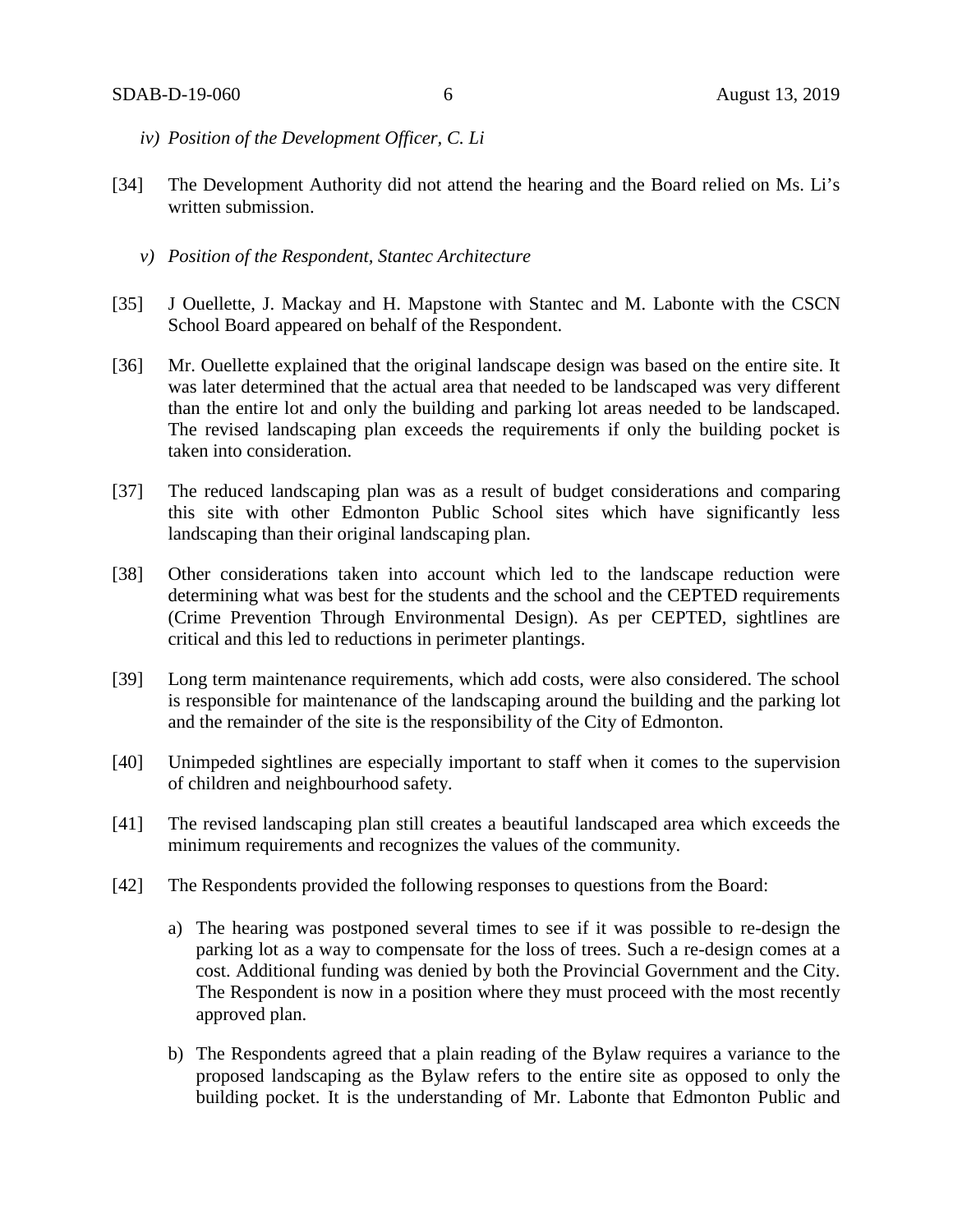*iv) Position of the Development Officer, C. Li*

[34] The Development Authority did not attend the hearing and the Board relied on Ms. Li's written submission.

*v) Position of the Respondent, Stantec Architecture*

[35] J Ouellette, J. Mackay and H. Mapstone with Stantec and M. Labonte with the CSCN School Board appeared on behalf of the Respondent.

[36] Mr. Ouellette explained that the original landscape design was based on the entire site. It was later determined that the actual area that needed to be landscaped was very different than the entire lot and only the building and parking lot areas needed to be landscaped. The revised landscaping plan exceeds the requirements if only the building pocket is taken into consideration.

[37] The reduced landscaping plan was as a result of budget considerations and comparing this site with other Edmonton Public School sites which have significantly less landscaping than their original landscaping plan.

[38] Other considerations taken into account which led to the landscape reduction were determining what was best for the students and the school and the CEPTED requirements (Crime Prevention Through Environmental Design). As per CEPTED, sightlines are critical and this led to reductions in perimeter plantings.

[39] Long term maintenance requirements, which add costs, were also considered. The school is responsible for maintenance of the landscaping around the building and the parking lot and the remainder of the site is the responsibility of the City of Edmonton.

[40] Unimpeded sightlines are especially important to staff when it comes to the supervision of children and neighbourhood safety.

[41] The revised landscaping plan still creates a beautiful landscaped area which exceeds the minimum requirements and recognizes the values of the community.

[42] The Respondents provided the following responses to questions from the Board:

a) The hearing was postponed several times to see if it was possible to re-design the parking lot as a way to compensate for the loss of trees. Such a re-design comes at a cost. Additional funding was denied by both the Provincial Government and the City. The Respondent is now in a position where they must proceed with the most recently approved plan.

b) The Respondents agreed that a plain reading of the Bylaw requires a variance to the proposed landscaping as the Bylaw refers to the entire site as opposed to only the building pocket. It is the understanding of Mr. Labonte that Edmonton Public and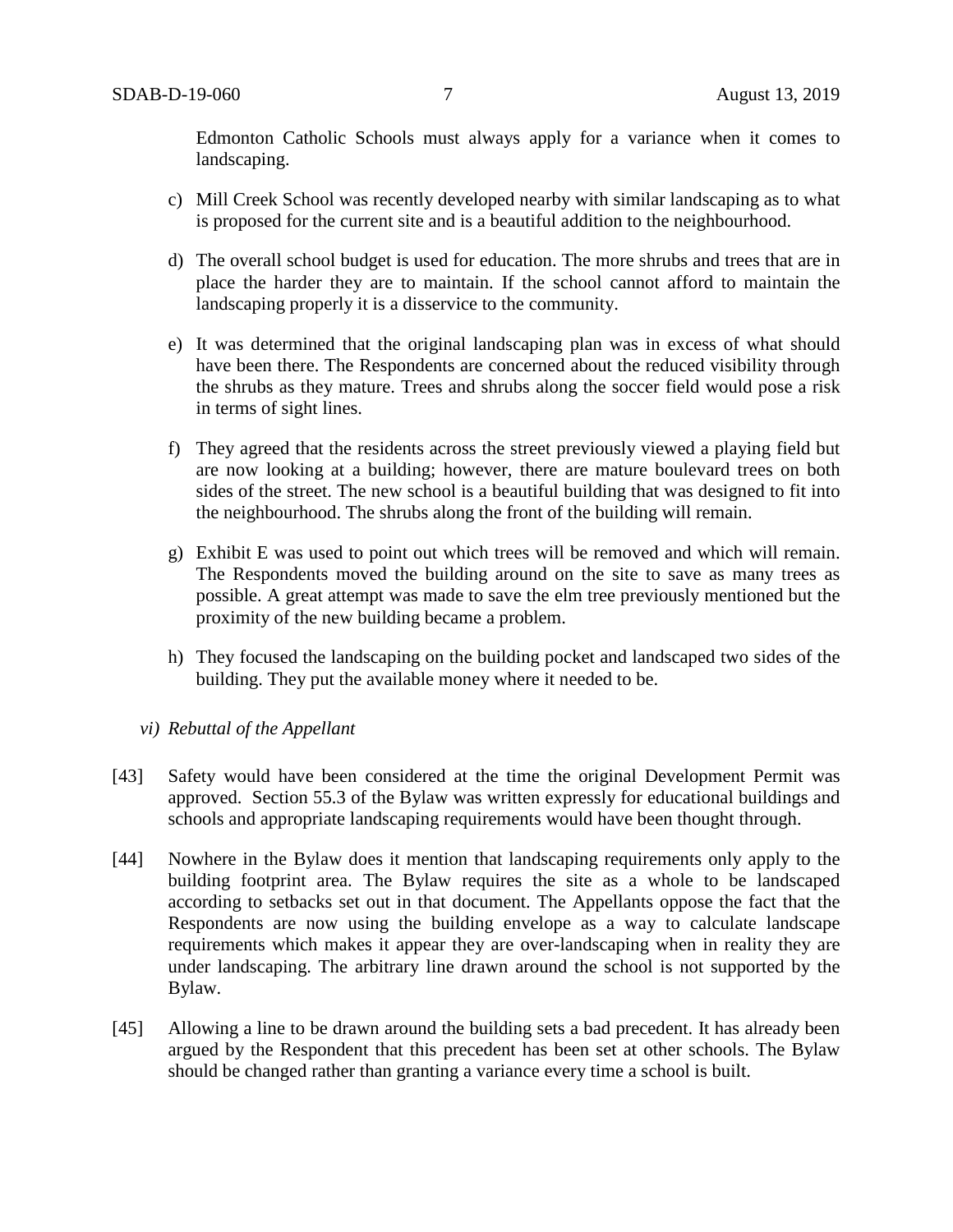Edmonton Catholic Schools must always apply for a variance when it comes to landscaping.

c) Mill Creek School was recently developed nearby with similar landscaping as to what is proposed for the current site and is a beautiful addition to the neighbourhood.

d) The overall school budget is used for education. The more shrubs and trees that are in place the harder they are to maintain. If the school cannot afford to maintain the landscaping properly it is a disservice to the community.

e) It was determined that the original landscaping plan was in excess of what should have been there. The Respondents are concerned about the reduced visibility through the shrubs as they mature. Trees and shrubs along the soccer field would pose a risk in terms of sight lines.

f) They agreed that the residents across the street previously viewed a playing field but are now looking at a building; however, there are mature boulevard trees on both sides of the street. The new school is a beautiful building that was designed to fit into the neighbourhood. The shrubs along the front of the building will remain.

g) Exhibit E was used to point out which trees will be removed and which will remain. The Respondents moved the building around on the site to save as many trees as possible. A great attempt was made to save the elm tree previously mentioned but the proximity of the new building became a problem.

h) They focused the landscaping on the building pocket and landscaped two sides of the building. They put the available money where it needed to be.

*vi) Rebuttal of the Appellant*

[43] Safety would have been considered at the time the original Development Permit was approved. Section 55.3 of the Bylaw was written expressly for educational buildings and schools and appropriate landscaping requirements would have been thought through.

[44] Nowhere in the Bylaw does it mention that landscaping requirements only apply to the building footprint area. The Bylaw requires the site as a whole to be landscaped according to setbacks set out in that document. The Appellants oppose the fact that the Respondents are now using the building envelope as a way to calculate landscape requirements which makes it appear they are over-landscaping when in reality they are under landscaping. The arbitrary line drawn around the school is not supported by the Bylaw.

[45] Allowing a line to be drawn around the building sets a bad precedent. It has already been argued by the Respondent that this precedent has been set at other schools. The Bylaw should be changed rather than granting a variance every time a school is built.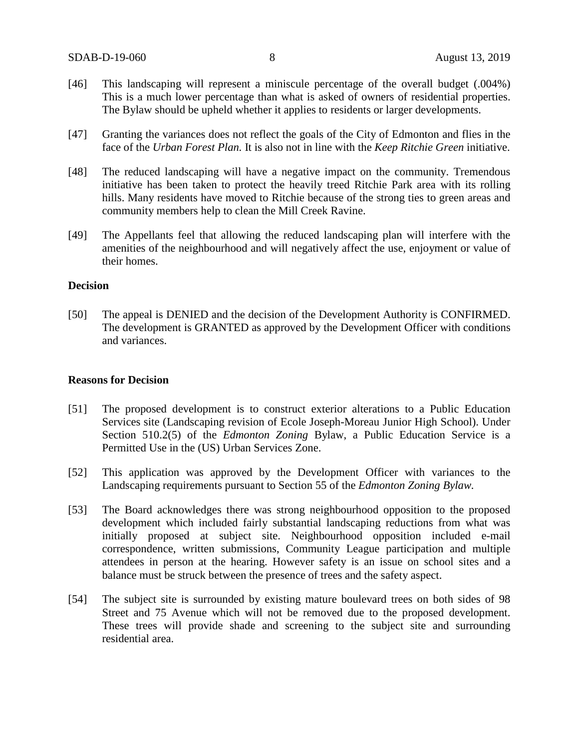[46] This landscaping will represent a miniscule percentage of the overall budget (.004%) This is a much lower percentage than what is asked of owners of residential properties. The Bylaw should be upheld whether it applies to residents or larger developments.

[47] Granting the variances does not reflect the goals of the City of Edmonton and flies in the face of the *Urban Forest Plan.* It is also not in line with the *Keep Ritchie Green* initiative.

[48] The reduced landscaping will have a negative impact on the community. Tremendous initiative has been taken to protect the heavily treed Ritchie Park area with its rolling hills. Many residents have moved to Ritchie because of the strong ties to green areas and community members help to clean the Mill Creek Ravine.

[49] The Appellants feel that allowing the reduced landscaping plan will interfere with the amenities of the neighbourhood and will negatively affect the use, enjoyment or value of their homes.

**Decision**

[50] The appeal is DENIED and the decision of the Development Authority is CONFIRMED. The development is GRANTED as approved by the Development Officer with conditions and variances.

**Reasons for Decision**

[51] The proposed development is to construct exterior alterations to a Public Education Services site (Landscaping revision of Ecole Joseph-Moreau Junior High School). Under Section 510.2(5) of the *Edmonton Zoning* Bylaw, a Public Education Service is a Permitted Use in the (US) Urban Services Zone.

[52] This application was approved by the Development Officer with variances to the Landscaping requirements pursuant to Section 55 of the *Edmonton Zoning Bylaw.*

[53] The Board acknowledges there was strong neighbourhood opposition to the proposed development which included fairly substantial landscaping reductions from what was initially proposed at subject site. Neighbourhood opposition included e-mail correspondence, written submissions, Community League participation and multiple attendees in person at the hearing. However safety is an issue on school sites and a balance must be struck between the presence of trees and the safety aspect.

[54] The subject site is surrounded by existing mature boulevard trees on both sides of 98 Street and 75 Avenue which will not be removed due to the proposed development. These trees will provide shade and screening to the subject site and surrounding residential area.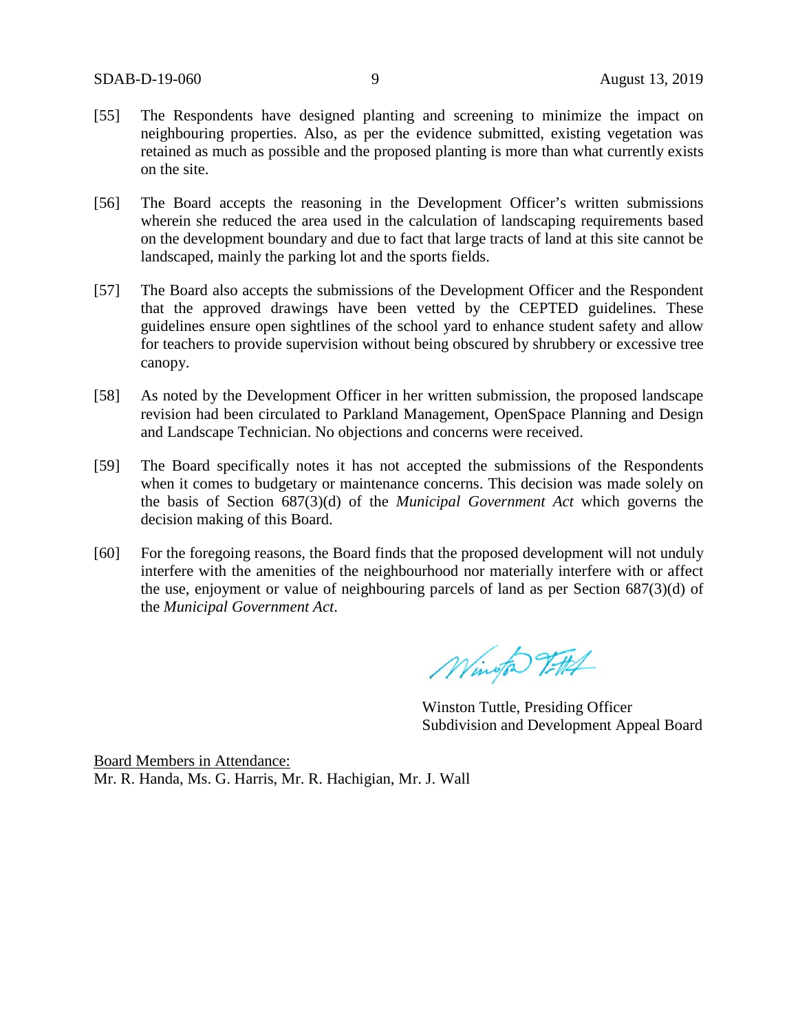[55] The Respondents have designed planting and screening to minimize the impact on neighbouring properties. Also, as per the evidence submitted, existing vegetation was retained as much as possible and the proposed planting is more than what currently exists on the site.

[56] The Board accepts the reasoning in the Development Officer's written submissions wherein she reduced the area used in the calculation of landscaping requirements based on the development boundary and due to fact that large tracts of land at this site cannot be landscaped, mainly the parking lot and the sports fields.

[57] The Board also accepts the submissions of the Development Officer and the Respondent that the approved drawings have been vetted by the CEPTED guidelines. These guidelines ensure open sightlines of the school yard to enhance student safety and allow for teachers to provide supervision without being obscured by shrubbery or excessive tree canopy.

[58] As noted by the Development Officer in her written submission, the proposed landscape revision had been circulated to Parkland Management, OpenSpace Planning and Design and Landscape Technician. No objections and concerns were received.

[59] The Board specifically notes it has not accepted the submissions of the Respondents when it comes to budgetary or maintenance concerns. This decision was made solely on the basis of Section 687(3)(d) of the *Municipal Government Act* which governs the decision making of this Board.

[60] For the foregoing reasons, the Board finds that the proposed development will not unduly interfere with the amenities of the neighbourhood nor materially interfere with or affect the use, enjoyment or value of neighbouring parcels of land as per Section 687(3)(d) of the *Municipal Government Act*.

Winston Tuttle, Presiding Officer
Subdivision and Development Appeal Board

Board Members in Attendance:
Mr. R. Handa, Ms. G. Harris, Mr. R. Hachigian, Mr. J. Wall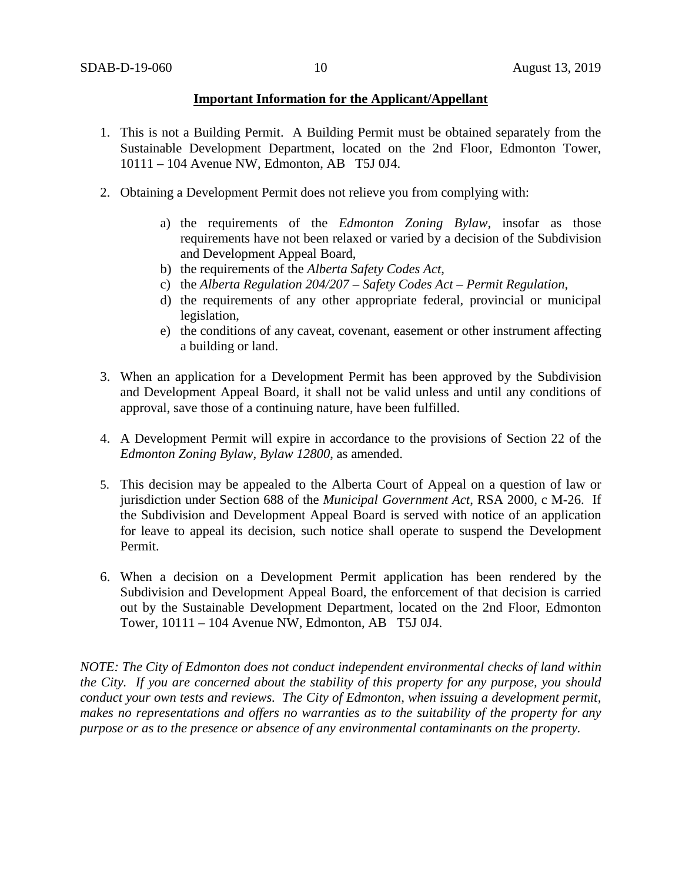**Important Information for the Applicant/Appellant**

1. This is not a Building Permit. A Building Permit must be obtained separately from the Sustainable Development Department, located on the 2nd Floor, Edmonton Tower, 10111 – 104 Avenue NW, Edmonton, AB T5J 0J4.

2. Obtaining a Development Permit does not relieve you from complying with:

    a) the requirements of the *Edmonton Zoning Bylaw*, insofar as those requirements have not been relaxed or varied by a decision of the Subdivision and Development Appeal Board,
    b) the requirements of the *Alberta Safety Codes Act*,
    c) the *Alberta Regulation 204/207 – Safety Codes Act – Permit Regulation*,
    d) the requirements of any other appropriate federal, provincial or municipal legislation,
    e) the conditions of any caveat, covenant, easement or other instrument affecting a building or land.

3. When an application for a Development Permit has been approved by the Subdivision and Development Appeal Board, it shall not be valid unless and until any conditions of approval, save those of a continuing nature, have been fulfilled.

4. A Development Permit will expire in accordance to the provisions of Section 22 of the *Edmonton Zoning Bylaw, Bylaw 12800*, as amended.

5. This decision may be appealed to the Alberta Court of Appeal on a question of law or jurisdiction under Section 688 of the *Municipal Government Act*, RSA 2000, c M-26. If the Subdivision and Development Appeal Board is served with notice of an application for leave to appeal its decision, such notice shall operate to suspend the Development Permit.

6. When a decision on a Development Permit application has been rendered by the Subdivision and Development Appeal Board, the enforcement of that decision is carried out by the Sustainable Development Department, located on the 2nd Floor, Edmonton Tower, 10111 – 104 Avenue NW, Edmonton, AB T5J 0J4.

*NOTE: The City of Edmonton does not conduct independent environmental checks of land within the City. If you are concerned about the stability of this property for any purpose, you should conduct your own tests and reviews. The City of Edmonton, when issuing a development permit, makes no representations and offers no warranties as to the suitability of the property for any purpose or as to the presence or absence of any environmental contaminants on the property.*